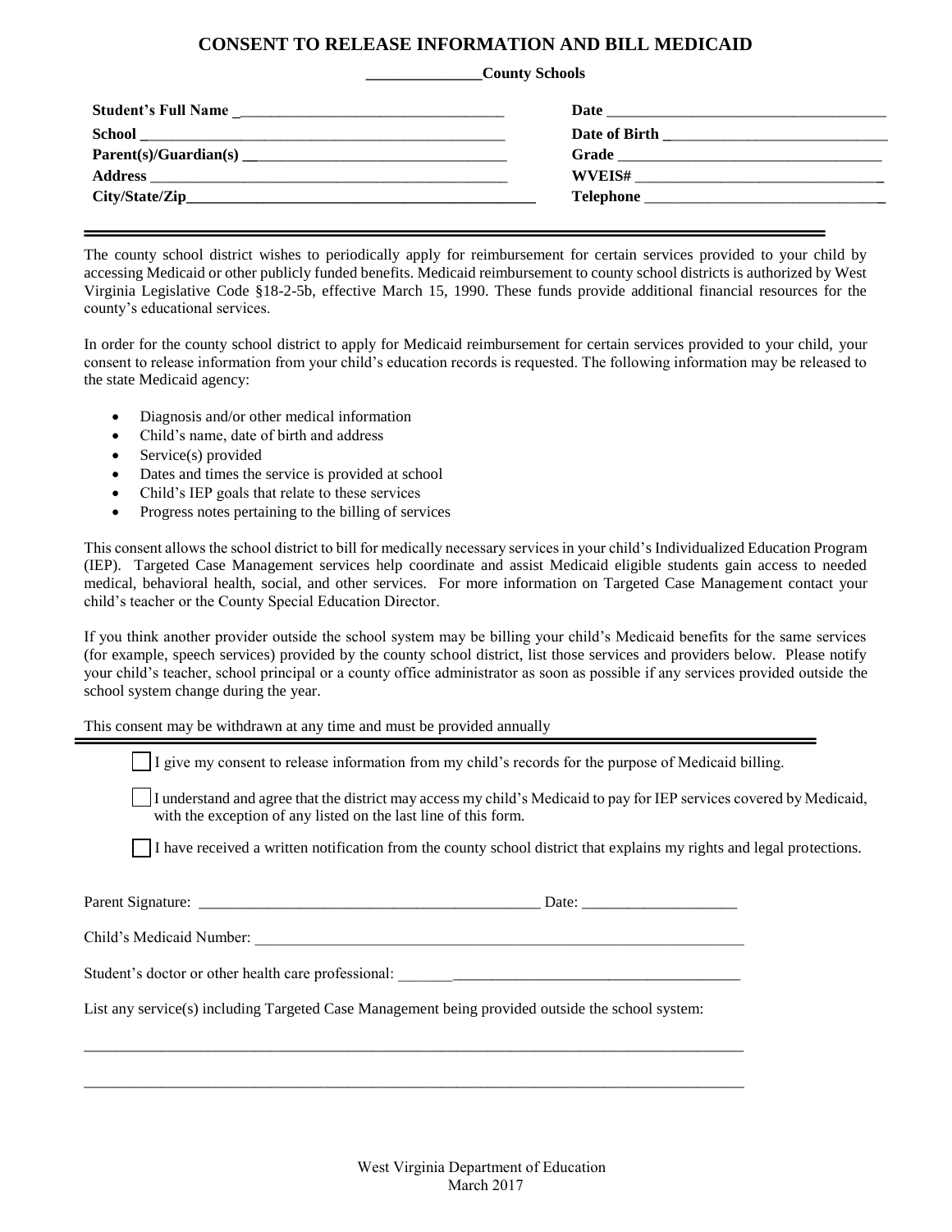# CONSENT TO RELEASE INFORMATION AND BILL MEDICAID

**_______________County Schools**

**Student's Full Name** ___________________________________ **Date** ______________________________________

**School** _____________________________________________ **Date of Birth** ______________________________

**Parent(s)/Guardian(s)** __________________________________ **Grade** _________________________________

**Address** ____________________________________________ **WVEIS#** ________________________________

**City/State/Zip**_____________________________________________ **Telephone** ______________________________

---

The county school district wishes to periodically apply for reimbursement for certain services provided to your child by accessing Medicaid or other publicly funded benefits. Medicaid reimbursement to county school districts is authorized by West Virginia Legislative Code §18-2-5b, effective March 15, 1990. These funds provide additional financial resources for the county's educational services.

In order for the county school district to apply for Medicaid reimbursement for certain services provided to your child, your consent to release information from your child's education records is requested. The following information may be released to the state Medicaid agency:

- Diagnosis and/or other medical information
- Child's name, date of birth and address
- Service(s) provided
- Dates and times the service is provided at school
- Child's IEP goals that relate to these services
- Progress notes pertaining to the billing of services

This consent allows the school district to bill for medically necessary services in your child's Individualized Education Program (IEP). Targeted Case Management services help coordinate and assist Medicaid eligible students gain access to needed medical, behavioral health, social, and other services. For more information on Targeted Case Management contact your child's teacher or the County Special Education Director.

If you think another provider outside the school system may be billing your child's Medicaid benefits for the same services (for example, speech services) provided by the county school district, list those services and providers below. Please notify your child's teacher, school principal or a county office administrator as soon as possible if any services provided outside the school system change during the year.

This consent may be withdrawn at any time and must be provided annually

---

☐ I give my consent to release information from my child's records for the purpose of Medicaid billing.

☐ I understand and agree that the district may access my child's Medicaid to pay for IEP services covered by Medicaid, with the exception of any listed on the last line of this form.

☐ I have received a written notification from the county school district that explains my rights and legal protections.

Parent Signature: _____________________________________________ Date: ____________________

Child's Medicaid Number: _________________________________________________________________

Student's doctor or other health care professional: _____________________________________________

List any service(s) including Targeted Case Management being provided outside the school system:

_________________________________________________________________________________________

_________________________________________________________________________________________

West Virginia Department of Education
March 2017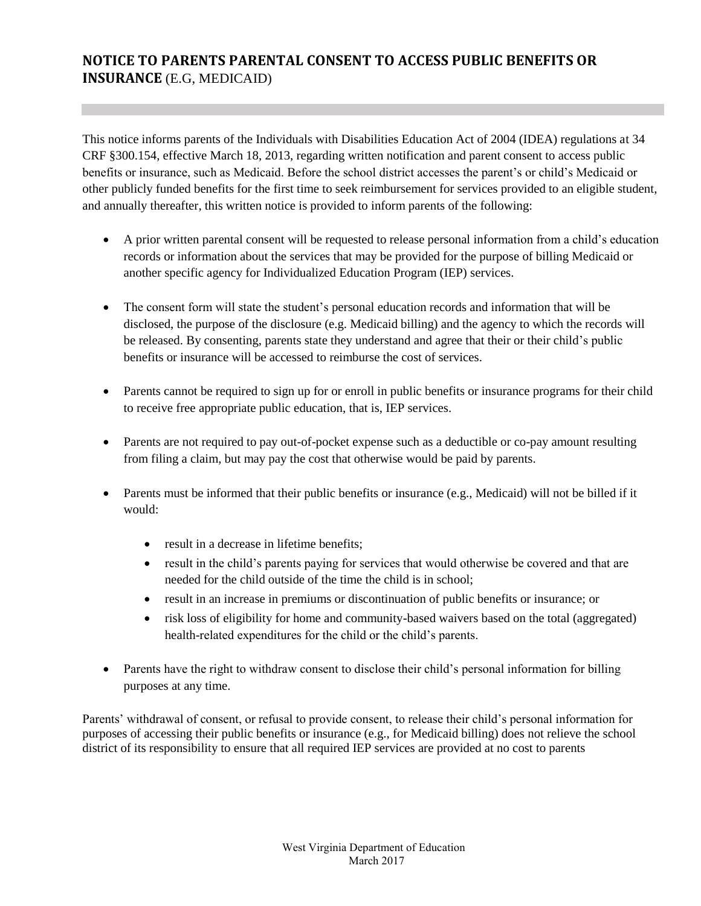## **NOTICE TO PARENTS PARENTAL CONSENT TO ACCESS PUBLIC BENEFITS OR INSURANCE** (E.G, MEDICAID)

This notice informs parents of the Individuals with Disabilities Education Act of 2004 (IDEA) regulations at 34 CRF §300.154, effective March 18, 2013, regarding written notification and parent consent to access public benefits or insurance, such as Medicaid. Before the school district accesses the parent's or child's Medicaid or other publicly funded benefits for the first time to seek reimbursement for services provided to an eligible student, and annually thereafter, this written notice is provided to inform parents of the following:

- A prior written parental consent will be requested to release personal information from a child's education records or information about the services that may be provided for the purpose of billing Medicaid or another specific agency for Individualized Education Program (IEP) services.

- The consent form will state the student's personal education records and information that will be disclosed, the purpose of the disclosure (e.g. Medicaid billing) and the agency to which the records will be released. By consenting, parents state they understand and agree that their or their child's public benefits or insurance will be accessed to reimburse the cost of services.

- Parents cannot be required to sign up for or enroll in public benefits or insurance programs for their child to receive free appropriate public education, that is, IEP services.

- Parents are not required to pay out-of-pocket expense such as a deductible or co-pay amount resulting from filing a claim, but may pay the cost that otherwise would be paid by parents.

- Parents must be informed that their public benefits or insurance (e.g., Medicaid) will not be billed if it would:

    - result in a decrease in lifetime benefits;
    - result in the child's parents paying for services that would otherwise be covered and that are needed for the child outside of the time the child is in school;
    - result in an increase in premiums or discontinuation of public benefits or insurance; or
    - risk loss of eligibility for home and community-based waivers based on the total (aggregated) health-related expenditures for the child or the child's parents.

- Parents have the right to withdraw consent to disclose their child's personal information for billing purposes at any time.

Parents' withdrawal of consent, or refusal to provide consent, to release their child's personal information for purposes of accessing their public benefits or insurance (e.g., for Medicaid billing) does not relieve the school district of its responsibility to ensure that all required IEP services are provided at no cost to parents

West Virginia Department of Education
March 2017